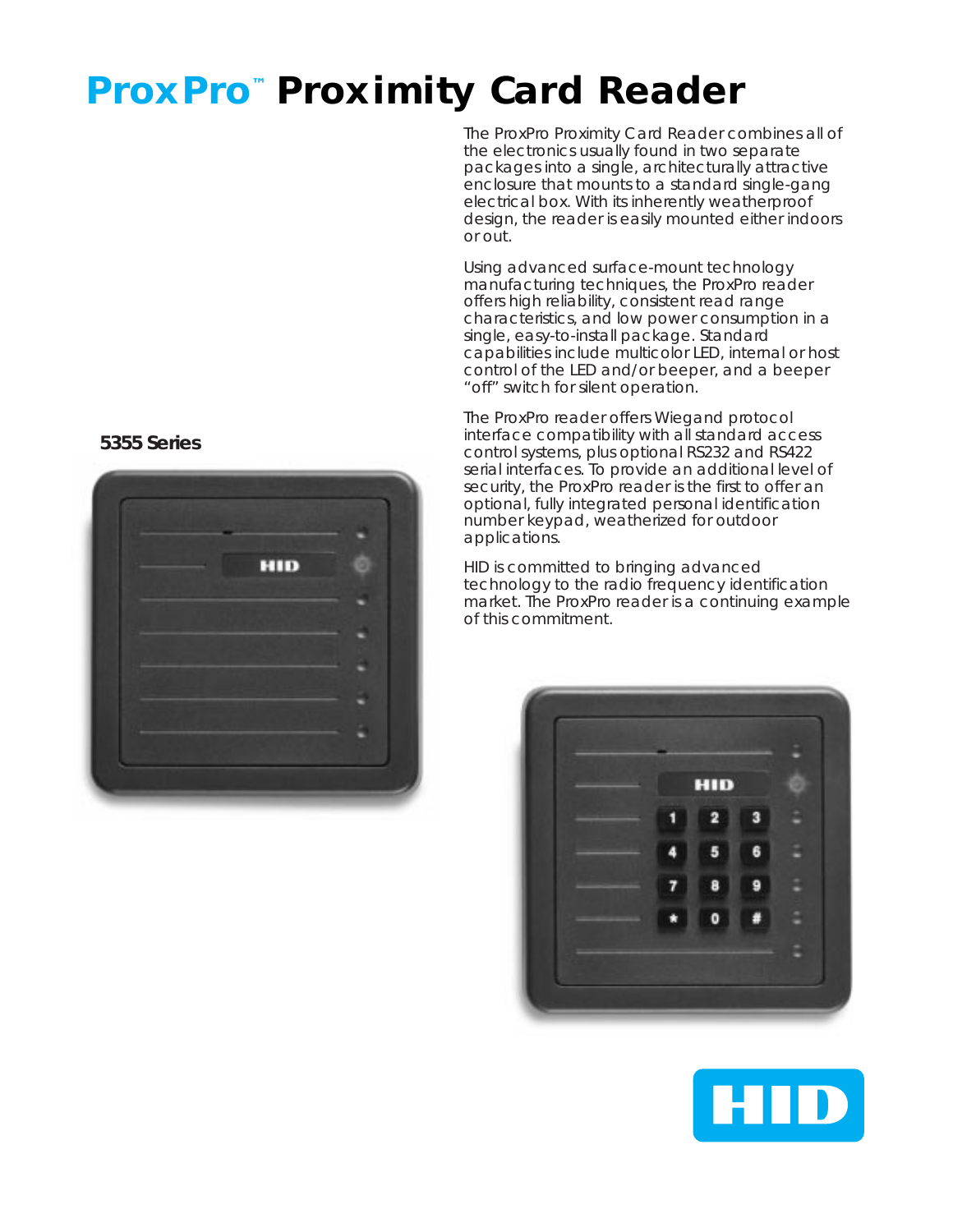# ProxPro™ Proximity Card Reader

The ProxPro Proximity Card Reader combines all of the electronics usually found in two separate packages into a single, architecturally attractive enclosure that mounts to a standard single-gang electrical box. With its inherently weatherproof design, the reader is easily mounted either indoors or out.

Using advanced surface-mount technology manufacturing techniques, the ProxPro reader offers high reliability, consistent read range characteristics, and low power consumption in a single, easy-to-install package. Standard capabilities include multicolor LED, internal or host control of the LED and/or beeper, and a beeper "off" switch for silent operation.

The ProxPro reader offers Wiegand protocol interface compatibility with all standard access control systems, plus optional RS232 and RS422 serial interfaces. To provide an additional level of security, the ProxPro reader is the first to offer an optional, fully integrated personal identification number keypad, weatherized for outdoor applications.

HID is committed to bringing advanced technology to the radio frequency identification market. The ProxPro reader is a continuing example of this commitment.

**5355 Series**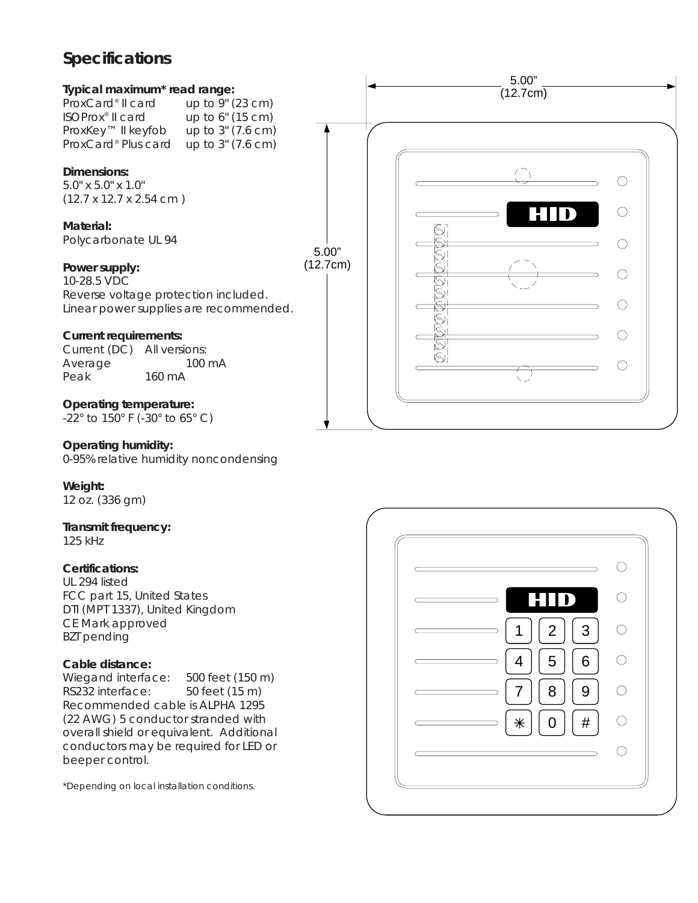## Specifications

**Typical maximum* read range:**

| | |
|---|---|
| ProxCard® II card | up to 9" (23 cm) |
| ISOProx® II card | up to 6" (15 cm) |
| ProxKey™ II keyfob | up to 3" (7.6 cm) |
| ProxCard® Plus card | up to 3" (7.6 cm) |

**Dimensions:**
5.0" x 5.0" x 1.0"
(12.7 x 12.7 x 2.54 cm )

**Material:**
Polycarbonate UL 94

**Power supply:**
10-28.5 VDC
Reverse voltage protection included.
Linear power supplies are recommended.

**Current requirements:**

| Current (DC) | All versions: |
|---|---|
| Average | 100 mA |
| Peak | 160 mA |

**Operating temperature:**
-22° to 150° F (-30° to 65° C)

**Operating humidity:**
0-95% relative humidity noncondensing

**Weight:**
12 oz. (336 gm)

**Transmit frequency:**
125 kHz

**Certifications:**
UL 294 listed
FCC part 15, United States
DTI (MPT 1337), United Kingdom
CE Mark approved
BZT pending

**Cable distance:**

| | |
|---|---|
| Wiegand interface: | 500 feet (150 m) |
| RS232 interface: | 50 feet (15 m) |

Recommended cable is ALPHA 1295 (22 AWG) 5 conductor stranded with overall shield or equivalent. Additional conductors may be required for LED or beeper control.

*Depending on local installation conditions.

5.00" (12.7cm)

5.00" (12.7cm)

HID

HID

1 2 3
4 5 6
7 8 9
* 0 #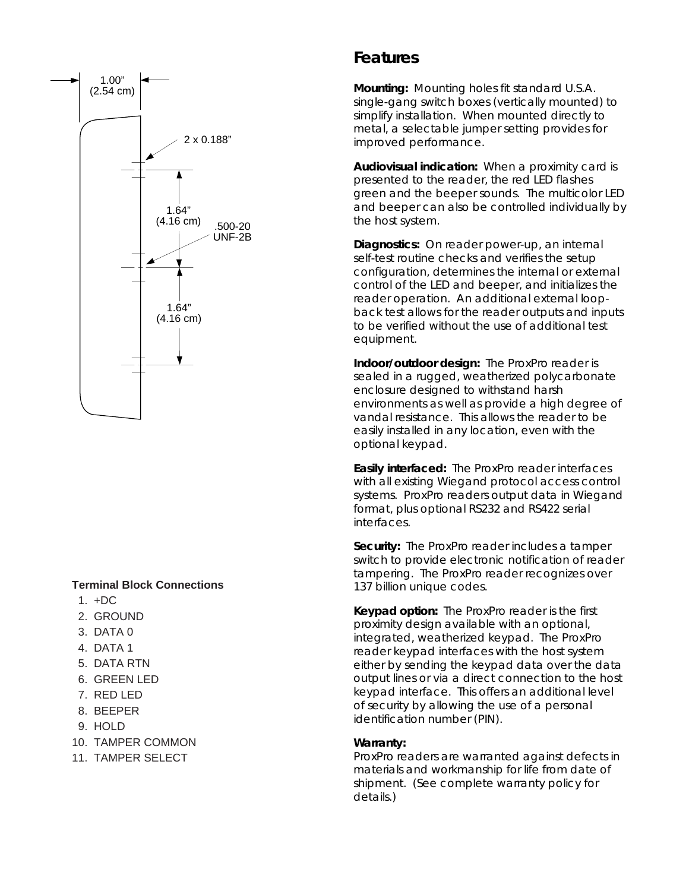1.00"
(2.54 cm)

2 x 0.188"

1.64"
(4.16 cm)

.500-20
UNF-2B

1.64"
(4.16 cm)

**Terminal Block Connections**

1. +DC
2. GROUND
3. DATA 0
4. DATA 1
5. DATA RTN
6. GREEN LED
7. RED LED
8. BEEPER
9. HOLD
10. TAMPER COMMON
11. TAMPER SELECT

## Features

**Mounting:** Mounting holes fit standard U.S.A. single-gang switch boxes (vertically mounted) to simplify installation. When mounted directly to metal, a selectable jumper setting provides for improved performance.

**Audiovisual indication:** When a proximity card is presented to the reader, the red LED flashes green and the beeper sounds. The multicolor LED and beeper can also be controlled individually by the host system.

**Diagnostics:** On reader power-up, an internal self-test routine checks and verifies the setup configuration, determines the internal or external control of the LED and beeper, and initializes the reader operation. An additional external loop-back test allows for the reader outputs and inputs to be verified without the use of additional test equipment.

**Indoor/outdoor design:** The ProxPro reader is sealed in a rugged, weatherized polycarbonate enclosure designed to withstand harsh environments as well as provide a high degree of vandal resistance. This allows the reader to be easily installed in any location, even with the optional keypad.

**Easily interfaced:** The ProxPro reader interfaces with all existing Wiegand protocol access control systems. ProxPro readers output data in Wiegand format, plus optional RS232 and RS422 serial interfaces.

**Security:** The ProxPro reader includes a tamper switch to provide electronic notification of reader tampering. The ProxPro reader recognizes over 137 billion unique codes.

**Keypad option:** The ProxPro reader is the first proximity design available with an optional, integrated, weatherized keypad. The ProxPro reader keypad interfaces with the host system either by sending the keypad data over the data output lines or via a direct connection to the host keypad interface. This offers an additional level of security by allowing the use of a personal identification number (PIN).

**Warranty:**
ProxPro readers are warranted against defects in materials and workmanship for life from date of shipment. (See complete warranty policy for details.)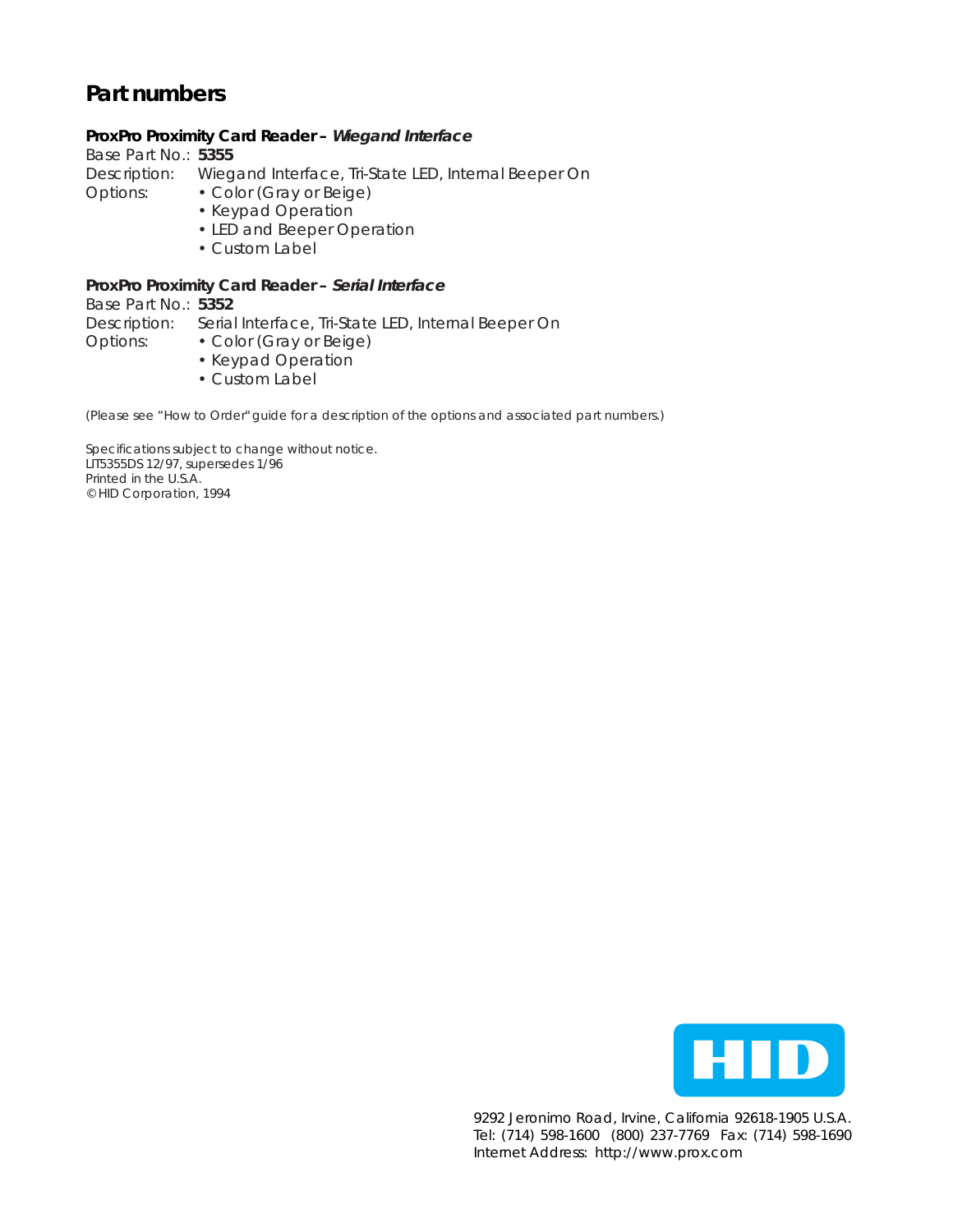## Part numbers

**ProxPro Proximity Card Reader –** ***Wiegand Interface***

Base Part No.: **5355**

Description: Wiegand Interface, Tri-State LED, Internal Beeper On

Options:
- Color (Gray or Beige)
- Keypad Operation
- LED and Beeper Operation
- Custom Label

**ProxPro Proximity Card Reader –** ***Serial Interface***

Base Part No.: **5352**

Description: Serial Interface, Tri-State LED, Internal Beeper On

Options:
- Color (Gray or Beige)
- Keypad Operation
- Custom Label

*(Please see "How to Order" guide for a description of the options and associated part numbers.)*

Specifications subject to change without notice.
LIT5355DS 12/97, supersedes 1/96
Printed in the U.S.A.
© HID Corporation, 1994

HID

9292 Jeronimo Road, Irvine, California 92618-1905 U.S.A.
Tel: (714) 598-1600 (800) 237-7769 Fax: (714) 598-1690
Internet Address: http://www.prox.com